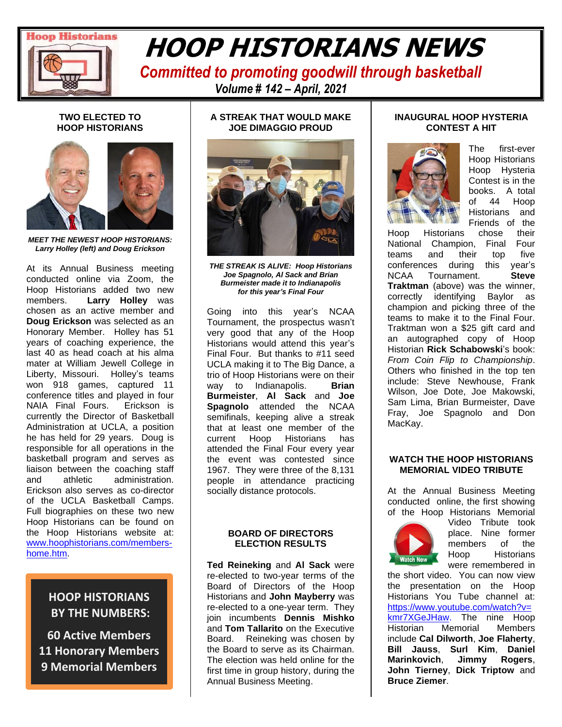# HOOP HISTORIANS NEWS

***Committed to promoting goodwill through basketball***

***Volume # 142 – April, 2021***

## TWO ELECTED TO HOOP HISTORIANS

***MEET THE NEWEST HOOP HISTORIANS: Larry Holley (left) and Doug Erickson***

At its Annual Business meeting conducted online via Zoom, the Hoop Historians added two new members. **Larry Holley** was chosen as an active member and **Doug Erickson** was selected as an Honorary Member. Holley has 51 years of coaching experience, the last 40 as head coach at his alma mater at William Jewell College in Liberty, Missouri. Holley's teams won 918 games, captured 11 conference titles and played in four NAIA Final Fours. Erickson is currently the Director of Basketball Administration at UCLA, a position he has held for 29 years. Doug is responsible for all operations in the basketball program and serves as liaison between the coaching staff and athletic administration. Erickson also serves as co-director of the UCLA Basketball Camps. Full biographies on these two new Hoop Historians can be found on the Hoop Historians website at: www.hoophistorians.com/members-home.htm.

**HOOP HISTORIANS BY THE NUMBERS:**

**60 Active Members**
**11 Honorary Members**
**9 Memorial Members**

## A STREAK THAT WOULD MAKE JOE DIMAGGIO PROUD

***THE STREAK IS ALIVE: Hoop Historians Joe Spagnolo, Al Sack and Brian Burmeister made it to Indianapolis for this year's Final Four***

Going into this year's NCAA Tournament, the prospectus wasn't very good that any of the Hoop Historians would attend this year's Final Four. But thanks to #11 seed UCLA making it to The Big Dance, a trio of Hoop Historians were on their way to Indianapolis. **Brian Burmeister**, **Al Sack** and **Joe Spagnolo** attended the NCAA semifinals, keeping alive a streak that at least one member of the current Hoop Historians has attended the Final Four every year the event was contested since 1967. They were three of the 8,131 people in attendance practicing socially distance protocols.

## BOARD OF DIRECTORS ELECTION RESULTS

**Ted Reineking** and **Al Sack** were re-elected to two-year terms of the Board of Directors of the Hoop Historians and **John Mayberry** was re-elected to a one-year term. They join incumbents **Dennis Mishko** and **Tom Tallarito** on the Executive Board. Reineking was chosen by the Board to serve as its Chairman. The election was held online for the first time in group history, during the Annual Business Meeting.

## INAUGURAL HOOP HYSTERIA CONTEST A HIT

The first-ever Hoop Historians Hoop Hysteria Contest is in the books. A total of 44 Hoop Historians and Friends of the Hoop Historians chose their National Champion, Final Four teams and their top five conferences during this year's NCAA Tournament. **Steve Traktman** (above) was the winner, correctly identifying Baylor as champion and picking three of the teams to make it to the Final Four. Traktman won a $25 gift card and an autographed copy of Hoop Historian **Rick Schabowski**'s book: *From Coin Flip to Championship*. Others who finished in the top ten include: Steve Newhouse, Frank Wilson, Joe Dote, Joe Makowski, Sam Lima, Brian Burmeister, Dave Fray, Joe Spagnolo and Don MacKay.

## WATCH THE HOOP HISTORIANS MEMORIAL VIDEO TRIBUTE

At the Annual Business Meeting conducted online, the first showing of the Hoop Historians Memorial Video Tribute took place. Nine former members of the Hoop Historians were remembered in the short video. You can now view the presentation on the Hoop Historians You Tube channel at: https://www.youtube.com/watch?v=kmr7XGeJHaw. The nine Hoop Historian Memorial Members include **Cal Dilworth**, **Joe Flaherty**, **Bill Jauss**, **Surl Kim**, **Daniel Marinkovich**, **Jimmy Rogers**, **John Tierney**, **Dick Triptow** and **Bruce Ziemer**.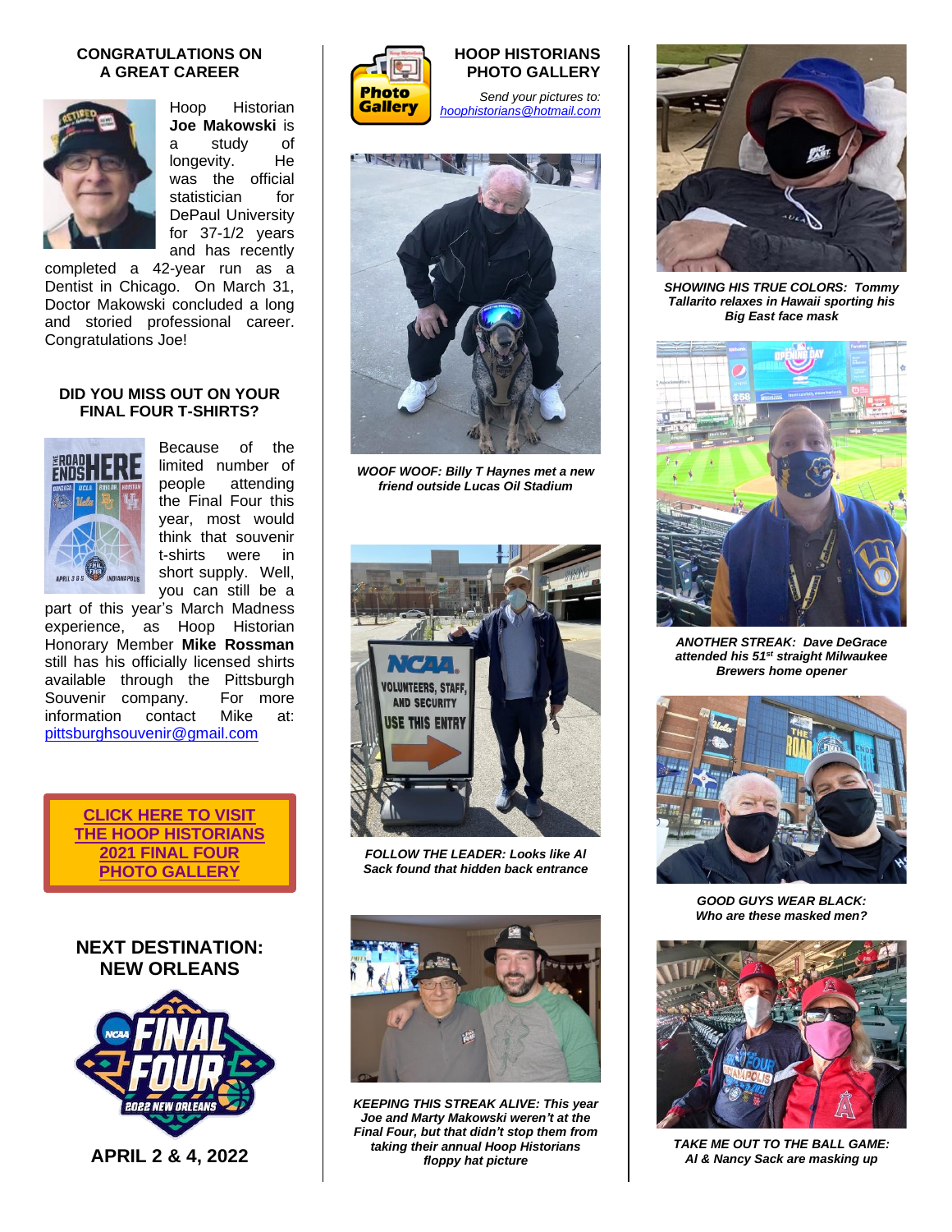## CONGRATULATIONS ON A GREAT CAREER

Hoop Historian **Joe Makowski** is a study of longevity. He was the official statistician for DePaul University for 37-1/2 years and has recently completed a 42-year run as a Dentist in Chicago. On March 31, Doctor Makowski concluded a long and storied professional career. Congratulations Joe!

## DID YOU MISS OUT ON YOUR FINAL FOUR T-SHIRTS?

Because of the limited number of people attending the Final Four this year, most would think that souvenir t-shirts were in short supply. Well, you can still be a part of this year's March Madness experience, as Hoop Historian Honorary Member **Mike Rossman** still has his officially licensed shirts available through the Pittsburgh Souvenir company. For more information contact Mike at: pittsburghsouvenir@gmail.com

**CLICK HERE TO VISIT THE HOOP HISTORIANS 2021 FINAL FOUR PHOTO GALLERY**

## NEXT DESTINATION: NEW ORLEANS

**APRIL 2 & 4, 2022**

## HOOP HISTORIANS PHOTO GALLERY

*Send your pictures to:* *hoophistorians@hotmail.com*

***WOOF WOOF: Billy T Haynes met a new friend outside Lucas Oil Stadium***

***FOLLOW THE LEADER: Looks like Al Sack found that hidden back entrance***

***KEEPING THIS STREAK ALIVE: This year Joe and Marty Makowski weren't at the Final Four, but that didn't stop them from taking their annual Hoop Historians floppy hat picture***

***SHOWING HIS TRUE COLORS: Tommy Tallarito relaxes in Hawaii sporting his Big East face mask***

***ANOTHER STREAK: Dave DeGrace attended his 51st straight Milwaukee Brewers home opener***

***GOOD GUYS WEAR BLACK: Who are these masked men?***

***TAKE ME OUT TO THE BALL GAME: Al & Nancy Sack are masking up***